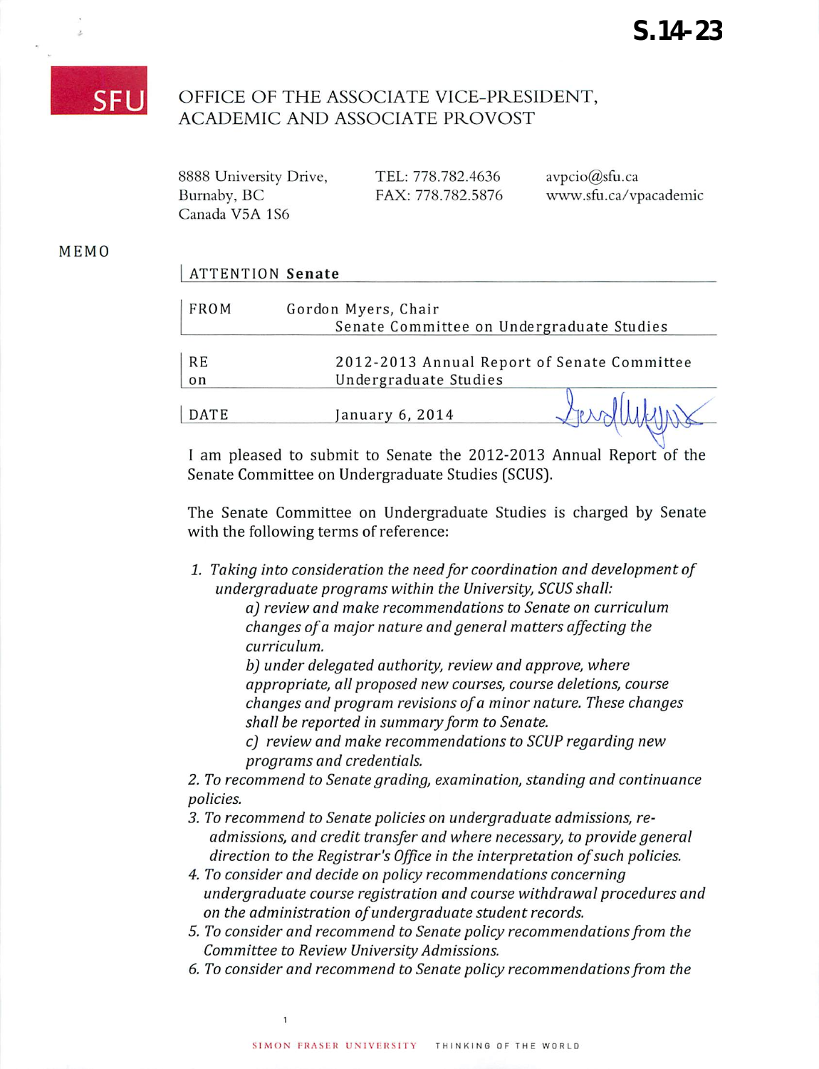S.14-23

SFU

OFFICE OF THE ASSOCIATE VICE-PRESIDENT, ACADEMIC AND ASSOCIATE PROVOST

8888 University Drive,
Burnaby, BC
Canada V5A 1S6

TEL: 778.782.4636
FAX: 778.782.5876

avpcio@sfu.ca
www.sfu.ca/vpacademic

MEMO

| | |
|---|---|
| ATTENTION | **Senate** |
| FROM | Gordon Myers, Chair<br>Senate Committee on Undergraduate Studies |
| RE on | 2012-2013 Annual Report of Senate Committee Undergraduate Studies |
| DATE | January 6, 2014 |

I am pleased to submit to Senate the 2012-2013 Annual Report of the Senate Committee on Undergraduate Studies (SCUS).

The Senate Committee on Undergraduate Studies is charged by Senate with the following terms of reference:

1. *Taking into consideration the need for coordination and development of undergraduate programs within the University, SCUS shall:*
   - *a) review and make recommendations to Senate on curriculum changes of a major nature and general matters affecting the curriculum.*
   - *b) under delegated authority, review and approve, where appropriate, all proposed new courses, course deletions, course changes and program revisions of a minor nature. These changes shall be reported in summary form to Senate.*
   - *c) review and make recommendations to SCUP regarding new programs and credentials.*
2. *To recommend to Senate grading, examination, standing and continuance policies.*
3. *To recommend to Senate policies on undergraduate admissions, re-admissions, and credit transfer and where necessary, to provide general direction to the Registrar's Office in the interpretation of such policies.*
4. *To consider and decide on policy recommendations concerning undergraduate course registration and course withdrawal procedures and on the administration of undergraduate student records.*
5. *To consider and recommend to Senate policy recommendations from the Committee to Review University Admissions.*
6. *To consider and recommend to Senate policy recommendations from the*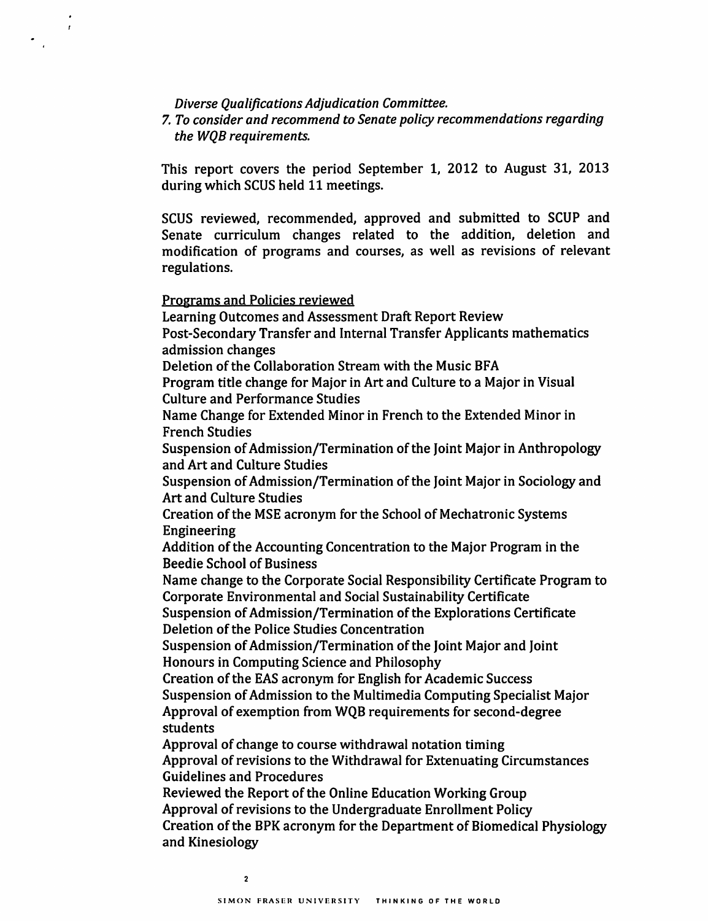*Diverse Qualifications Adjudication Committee.*

*7. To consider and recommend to Senate policy recommendations regarding the WQB requirements.*

This report covers the period September 1, 2012 to August 31, 2013 during which SCUS held 11 meetings.

SCUS reviewed, recommended, approved and submitted to SCUP and Senate curriculum changes related to the addition, deletion and modification of programs and courses, as well as revisions of relevant regulations.

<u>Programs and Policies reviewed</u>

Learning Outcomes and Assessment Draft Report Review

Post-Secondary Transfer and Internal Transfer Applicants mathematics admission changes

Deletion of the Collaboration Stream with the Music BFA

Program title change for Major in Art and Culture to a Major in Visual Culture and Performance Studies

Name Change for Extended Minor in French to the Extended Minor in French Studies

Suspension of Admission/Termination of the Joint Major in Anthropology and Art and Culture Studies

Suspension of Admission/Termination of the Joint Major in Sociology and Art and Culture Studies

Creation of the MSE acronym for the School of Mechatronic Systems Engineering

Addition of the Accounting Concentration to the Major Program in the Beedie School of Business

Name change to the Corporate Social Responsibility Certificate Program to Corporate Environmental and Social Sustainability Certificate

Suspension of Admission/Termination of the Explorations Certificate

Deletion of the Police Studies Concentration

Suspension of Admission/Termination of the Joint Major and Joint Honours in Computing Science and Philosophy

Creation of the EAS acronym for English for Academic Success

Suspension of Admission to the Multimedia Computing Specialist Major

Approval of exemption from WQB requirements for second-degree students

Approval of change to course withdrawal notation timing

Approval of revisions to the Withdrawal for Extenuating Circumstances Guidelines and Procedures

Reviewed the Report of the Online Education Working Group

Approval of revisions to the Undergraduate Enrollment Policy

Creation of the BPK acronym for the Department of Biomedical Physiology and Kinesiology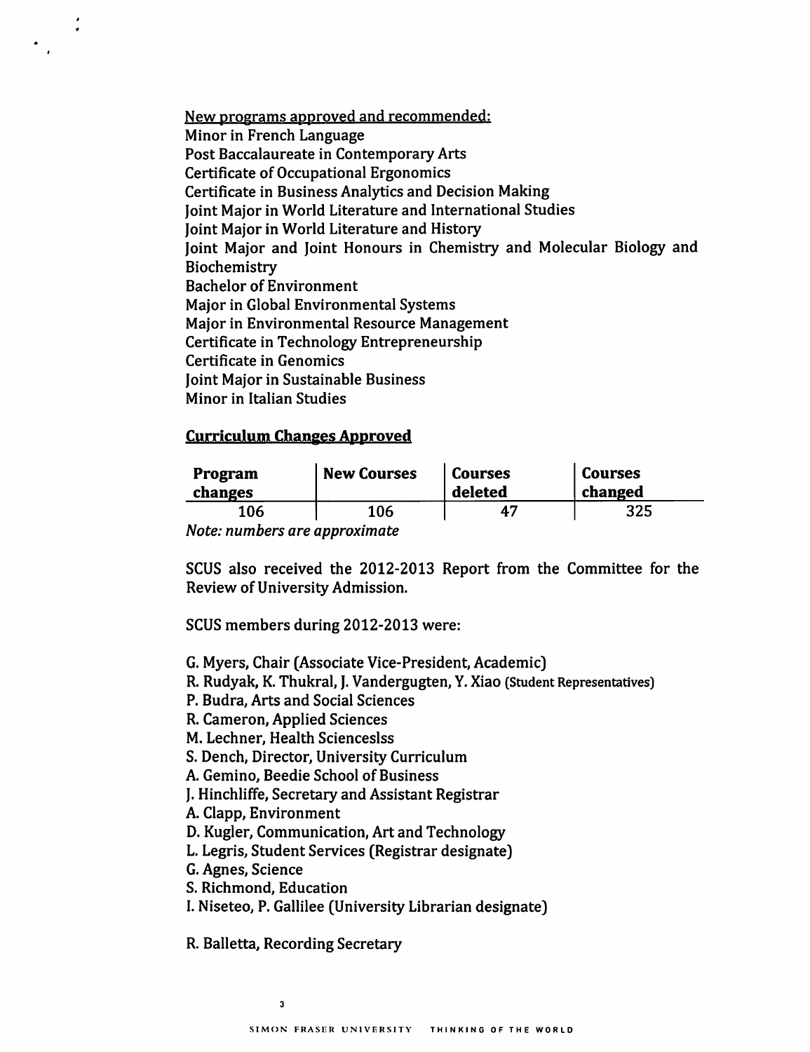New programs approved and recommended:

Minor in French Language
Post Baccalaureate in Contemporary Arts
Certificate of Occupational Ergonomics
Certificate in Business Analytics and Decision Making
Joint Major in World Literature and International Studies
Joint Major in World Literature and History
Joint Major and Joint Honours in Chemistry and Molecular Biology and Biochemistry
Bachelor of Environment
Major in Global Environmental Systems
Major in Environmental Resource Management
Certificate in Technology Entrepreneurship
Certificate in Genomics
Joint Major in Sustainable Business
Minor in Italian Studies

## Curriculum Changes Approved

| Program changes | New Courses | Courses deleted | Courses changed |
|---|---|---|---|
| 106 | 106 | 47 | 325 |

*Note: numbers are approximate*

SCUS also received the 2012-2013 Report from the Committee for the Review of University Admission.

SCUS members during 2012-2013 were:

G. Myers, Chair (Associate Vice-President, Academic)
R. Rudyak, K. Thukral, J. Vandergugten, Y. Xiao (Student Representatives)
P. Budra, Arts and Social Sciences
R. Cameron, Applied Sciences
M. Lechner, Health Scienceslss
S. Dench, Director, University Curriculum
A. Gemino, Beedie School of Business
J. Hinchliffe, Secretary and Assistant Registrar
A. Clapp, Environment
D. Kugler, Communication, Art and Technology
L. Legris, Student Services (Registrar designate)
G. Agnes, Science
S. Richmond, Education
I. Niseteo, P. Gallilee (University Librarian designate)

R. Balletta, Recording Secretary